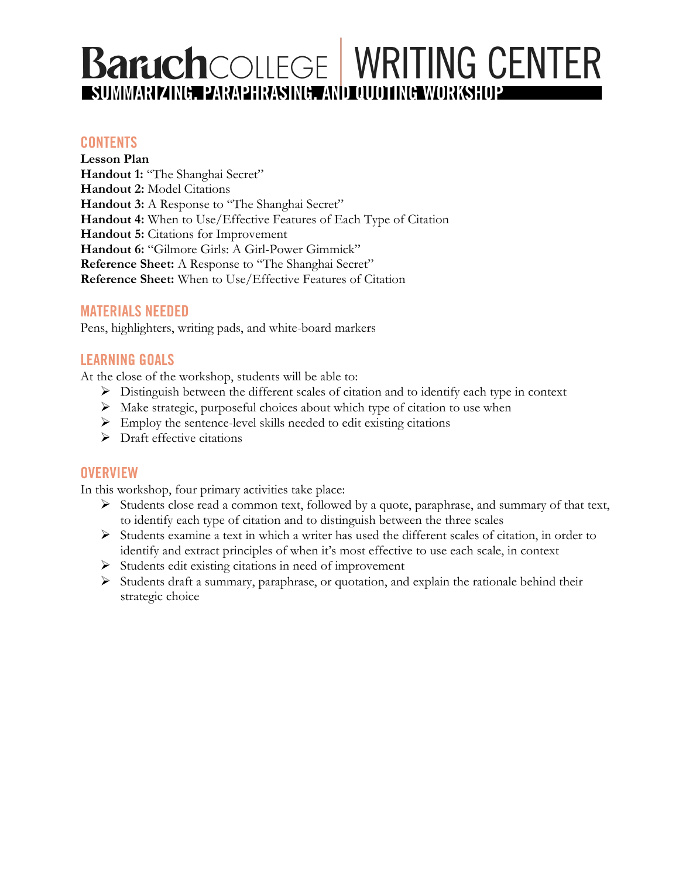# Baruch COLLEGE | WRITING CENTER

## SUMMARIZING, PARAPHRASING, AND QUOTING WORKSHOP

### CONTENTS

**Lesson Plan**
**Handout 1:** "The Shanghai Secret"
**Handout 2:** Model Citations
**Handout 3:** A Response to "The Shanghai Secret"
**Handout 4:** When to Use/Effective Features of Each Type of Citation
**Handout 5:** Citations for Improvement
**Handout 6:** "Gilmore Girls: A Girl-Power Gimmick"
**Reference Sheet:** A Response to "The Shanghai Secret"
**Reference Sheet:** When to Use/Effective Features of Citation

### MATERIALS NEEDED

Pens, highlighters, writing pads, and white-board markers

### LEARNING GOALS

At the close of the workshop, students will be able to:

- Distinguish between the different scales of citation and to identify each type in context
- Make strategic, purposeful choices about which type of citation to use when
- Employ the sentence-level skills needed to edit existing citations
- Draft effective citations

### OVERVIEW

In this workshop, four primary activities take place:

- Students close read a common text, followed by a quote, paraphrase, and summary of that text, to identify each type of citation and to distinguish between the three scales
- Students examine a text in which a writer has used the different scales of citation, in order to identify and extract principles of when it's most effective to use each scale, in context
- Students edit existing citations in need of improvement
- Students draft a summary, paraphrase, or quotation, and explain the rationale behind their strategic choice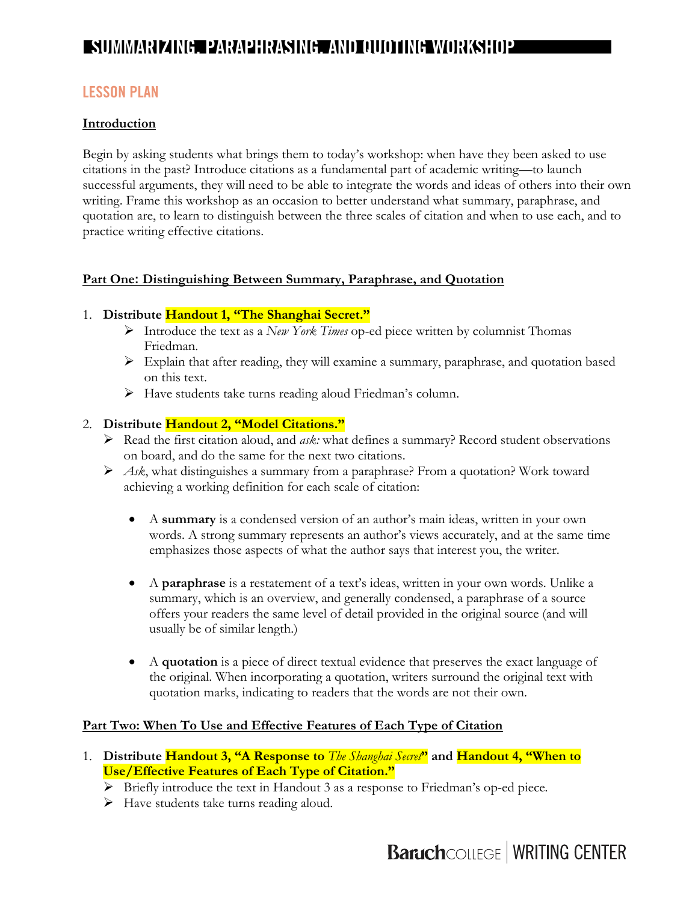# SUMMARIZING, PARAPHRASING, AND QUOTING WORKSHOP

## LESSON PLAN

**Introduction**

Begin by asking students what brings them to today's workshop: when have they been asked to use citations in the past? Introduce citations as a fundamental part of academic writing—to launch successful arguments, they will need to be able to integrate the words and ideas of others into their own writing. Frame this workshop as an occasion to better understand what summary, paraphrase, and quotation are, to learn to distinguish between the three scales of citation and when to use each, and to practice writing effective citations.

**Part One: Distinguishing Between Summary, Paraphrase, and Quotation**

1. **Distribute Handout 1, "The Shanghai Secret."**
   - Introduce the text as a *New York Times* op-ed piece written by columnist Thomas Friedman.
   - Explain that after reading, they will examine a summary, paraphrase, and quotation based on this text.
   - Have students take turns reading aloud Friedman's column.

2. **Distribute Handout 2, "Model Citations."**
   - Read the first citation aloud, and *ask:* what defines a summary? Record student observations on board, and do the same for the next two citations.
   - *Ask*, what distinguishes a summary from a paraphrase? From a quotation? Work toward achieving a working definition for each scale of citation:
     - A **summary** is a condensed version of an author's main ideas, written in your own words. A strong summary represents an author's views accurately, and at the same time emphasizes those aspects of what the author says that interest you, the writer.
     - A **paraphrase** is a restatement of a text's ideas, written in your own words. Unlike a summary, which is an overview, and generally condensed, a paraphrase of a source offers your readers the same level of detail provided in the original source (and will usually be of similar length.)
     - A **quotation** is a piece of direct textual evidence that preserves the exact language of the original. When incorporating a quotation, writers surround the original text with quotation marks, indicating to readers that the words are not their own.

**Part Two: When To Use and Effective Features of Each Type of Citation**

1. **Distribute Handout 3, "A Response to *The Shanghai Secret*" and Handout 4, "When to Use/Effective Features of Each Type of Citation."**
   - Briefly introduce the text in Handout 3 as a response to Friedman's op-ed piece.
   - Have students take turns reading aloud.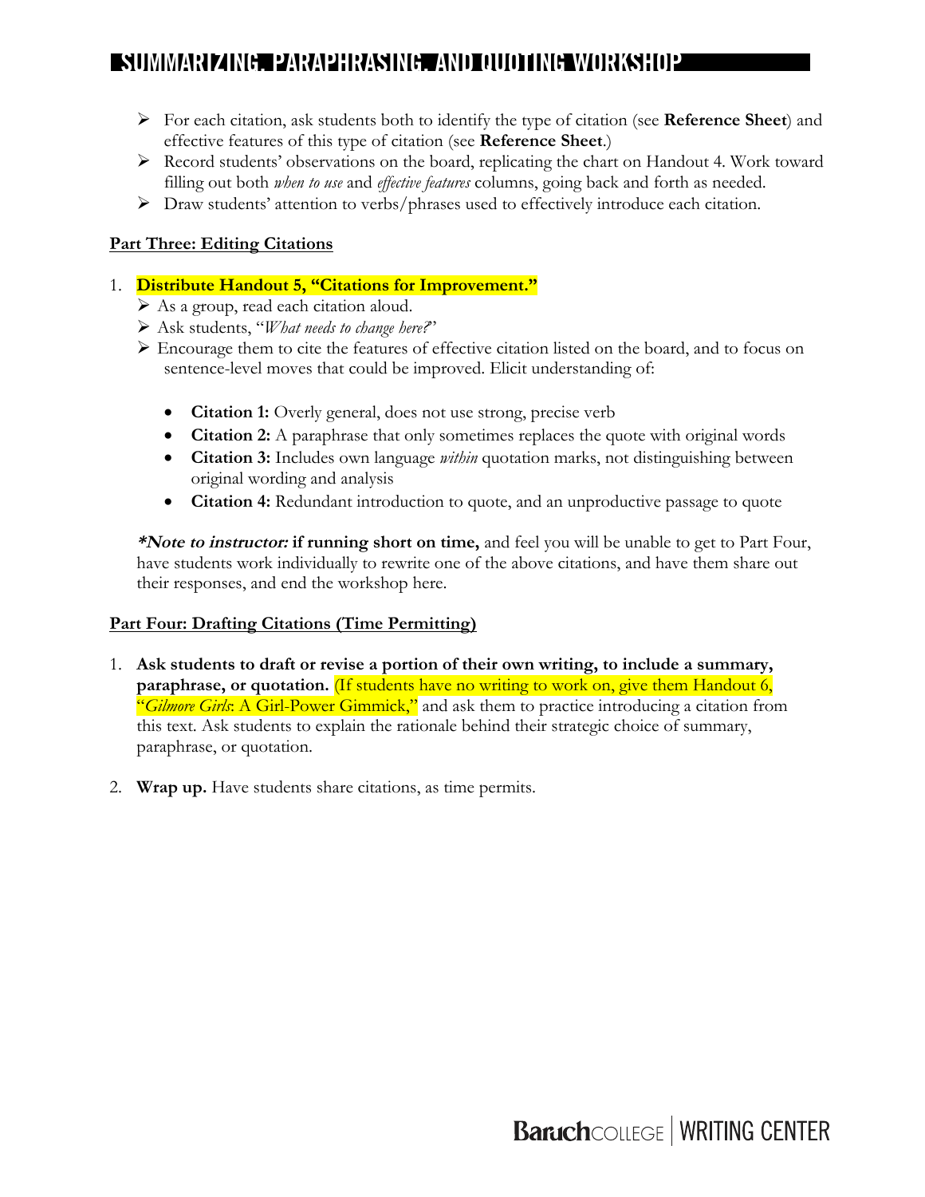- For each citation, ask students both to identify the type of citation (see **Reference Sheet**) and effective features of this type of citation (see **Reference Sheet**.)
- Record students' observations on the board, replicating the chart on Handout 4. Work toward filling out both *when to use* and *effective features* columns, going back and forth as needed.
- Draw students' attention to verbs/phrases used to effectively introduce each citation.

**Part Three: Editing Citations**

1. **Distribute Handout 5, "Citations for Improvement."**
   - As a group, read each citation aloud.
   - Ask students, "*What needs to change here?*"
   - Encourage them to cite the features of effective citation listed on the board, and to focus on sentence-level moves that could be improved. Elicit understanding of:

     - **Citation 1:** Overly general, does not use strong, precise verb
     - **Citation 2:** A paraphrase that only sometimes replaces the quote with original words
     - **Citation 3:** Includes own language *within* quotation marks, not distinguishing between original wording and analysis
     - **Citation 4:** Redundant introduction to quote, and an unproductive passage to quote

   ***Note to instructor:* if running short on time,** and feel you will be unable to get to Part Four, have students work individually to rewrite one of the above citations, and have them share out their responses, and end the workshop here.

**Part Four: Drafting Citations (Time Permitting)**

1. **Ask students to draft or revise a portion of their own writing, to include a summary, paraphrase, or quotation.** (If students have no writing to work on, give them Handout 6, "*Gilmore Girls*: A Girl-Power Gimmick," and ask them to practice introducing a citation from this text. Ask students to explain the rationale behind their strategic choice of summary, paraphrase, or quotation.

2. **Wrap up.** Have students share citations, as time permits.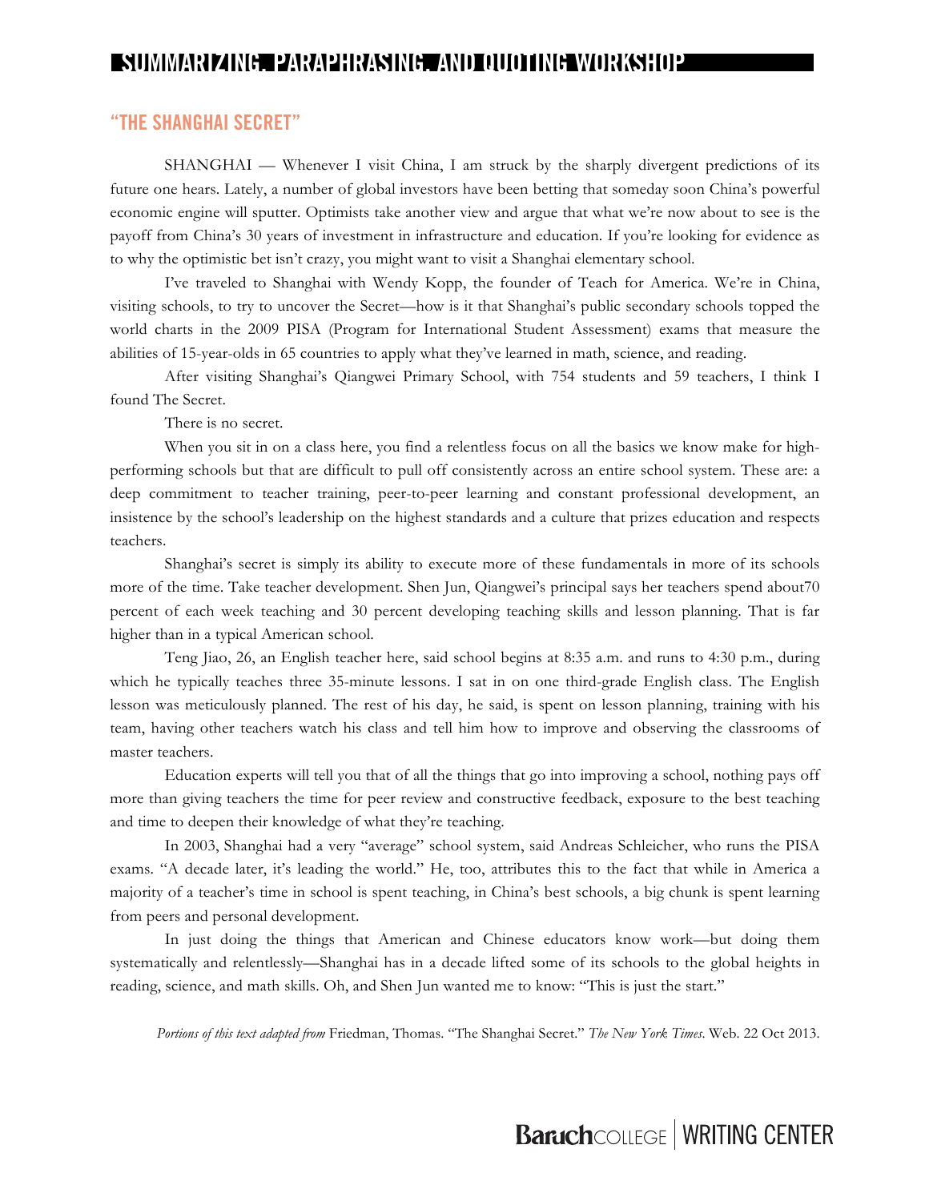## "THE SHANGHAI SECRET"

SHANGHAI — Whenever I visit China, I am struck by the sharply divergent predictions of its future one hears. Lately, a number of global investors have been betting that someday soon China's powerful economic engine will sputter. Optimists take another view and argue that what we're now about to see is the payoff from China's 30 years of investment in infrastructure and education. If you're looking for evidence as to why the optimistic bet isn't crazy, you might want to visit a Shanghai elementary school.

I've traveled to Shanghai with Wendy Kopp, the founder of Teach for America. We're in China, visiting schools, to try to uncover the Secret—how is it that Shanghai's public secondary schools topped the world charts in the 2009 PISA (Program for International Student Assessment) exams that measure the abilities of 15-year-olds in 65 countries to apply what they've learned in math, science, and reading.

After visiting Shanghai's Qiangwei Primary School, with 754 students and 59 teachers, I think I found The Secret.

There is no secret.

When you sit in on a class here, you find a relentless focus on all the basics we know make for high-performing schools but that are difficult to pull off consistently across an entire school system. These are: a deep commitment to teacher training, peer-to-peer learning and constant professional development, an insistence by the school's leadership on the highest standards and a culture that prizes education and respects teachers.

Shanghai's secret is simply its ability to execute more of these fundamentals in more of its schools more of the time. Take teacher development. Shen Jun, Qiangwei's principal says her teachers spend about70 percent of each week teaching and 30 percent developing teaching skills and lesson planning. That is far higher than in a typical American school.

Teng Jiao, 26, an English teacher here, said school begins at 8:35 a.m. and runs to 4:30 p.m., during which he typically teaches three 35-minute lessons. I sat in on one third-grade English class. The English lesson was meticulously planned. The rest of his day, he said, is spent on lesson planning, training with his team, having other teachers watch his class and tell him how to improve and observing the classrooms of master teachers.

Education experts will tell you that of all the things that go into improving a school, nothing pays off more than giving teachers the time for peer review and constructive feedback, exposure to the best teaching and time to deepen their knowledge of what they're teaching.

In 2003, Shanghai had a very "average" school system, said Andreas Schleicher, who runs the PISA exams. "A decade later, it's leading the world." He, too, attributes this to the fact that while in America a majority of a teacher's time in school is spent teaching, in China's best schools, a big chunk is spent learning from peers and personal development.

In just doing the things that American and Chinese educators know work—but doing them systematically and relentlessly—Shanghai has in a decade lifted some of its schools to the global heights in reading, science, and math skills. Oh, and Shen Jun wanted me to know: "This is just the start."

*Portions of this text adapted from* Friedman, Thomas. "The Shanghai Secret." *The New York Times*. Web. 22 Oct 2013.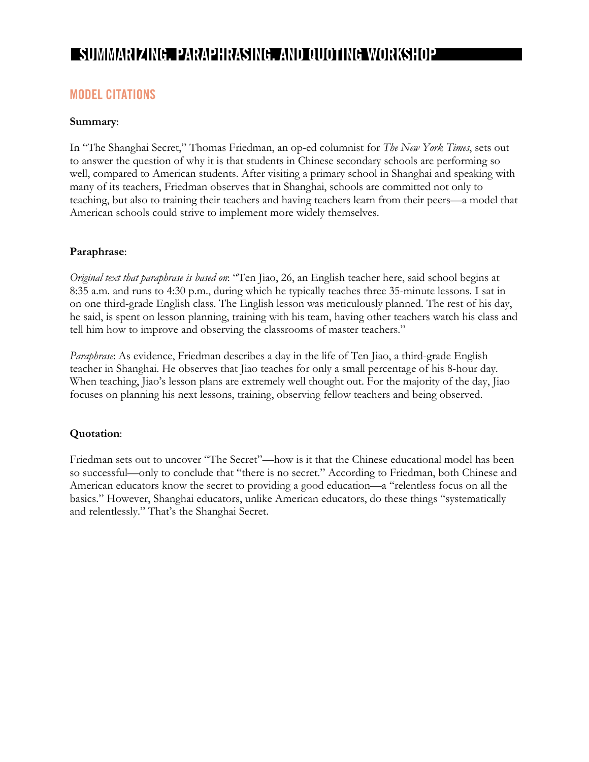# SUMMARIZING, PARAPHRASING, AND QUOTING WORKSHOP

## MODEL CITATIONS

**Summary**:

In "The Shanghai Secret," Thomas Friedman, an op-ed columnist for *The New York Times*, sets out to answer the question of why it is that students in Chinese secondary schools are performing so well, compared to American students. After visiting a primary school in Shanghai and speaking with many of its teachers, Friedman observes that in Shanghai, schools are committed not only to teaching, but also to training their teachers and having teachers learn from their peers—a model that American schools could strive to implement more widely themselves.

**Paraphrase**:

*Original text that paraphrase is based on*: "Ten Jiao, 26, an English teacher here, said school begins at 8:35 a.m. and runs to 4:30 p.m., during which he typically teaches three 35-minute lessons. I sat in on one third-grade English class. The English lesson was meticulously planned. The rest of his day, he said, is spent on lesson planning, training with his team, having other teachers watch his class and tell him how to improve and observing the classrooms of master teachers."

*Paraphrase*: As evidence, Friedman describes a day in the life of Ten Jiao, a third-grade English teacher in Shanghai. He observes that Jiao teaches for only a small percentage of his 8-hour day. When teaching, Jiao's lesson plans are extremely well thought out. For the majority of the day, Jiao focuses on planning his next lessons, training, observing fellow teachers and being observed.

**Quotation**:

Friedman sets out to uncover "The Secret"—how is it that the Chinese educational model has been so successful—only to conclude that "there is no secret." According to Friedman, both Chinese and American educators know the secret to providing a good education—a "relentless focus on all the basics." However, Shanghai educators, unlike American educators, do these things "systematically and relentlessly." That's the Shanghai Secret.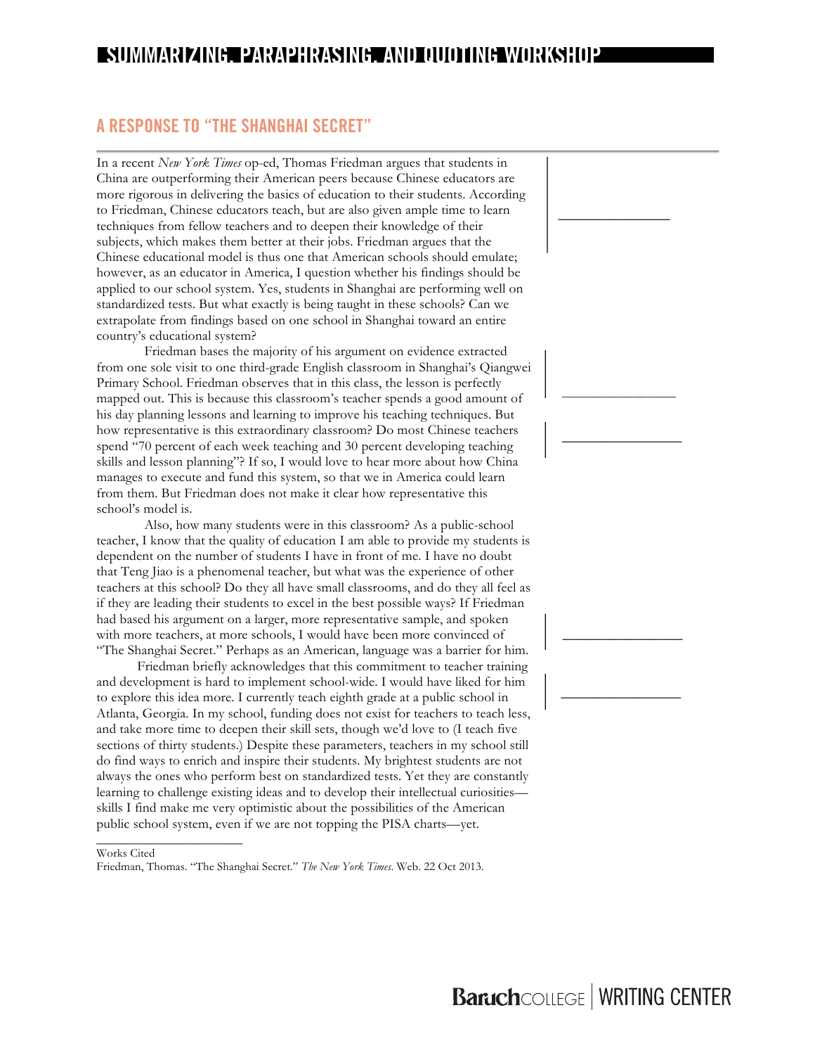## A RESPONSE TO "THE SHANGHAI SECRET"

In a recent *New York Times* op-ed, Thomas Friedman argues that students in China are outperforming their American peers because Chinese educators are more rigorous in delivering the basics of education to their students. According to Friedman, Chinese educators teach, but are also given ample time to learn techniques from fellow teachers and to deepen their knowledge of their subjects, which makes them better at their jobs. Friedman argues that the Chinese educational model is thus one that American schools should emulate; however, as an educator in America, I question whether his findings should be applied to our school system. Yes, students in Shanghai are performing well on standardized tests. But what exactly is being taught in these schools? Can we extrapolate from findings based on one school in Shanghai toward an entire country's educational system?

Friedman bases the majority of his argument on evidence extracted from one sole visit to one third-grade English classroom in Shanghai's Qiangwei Primary School. Friedman observes that in this class, the lesson is perfectly mapped out. This is because this classroom's teacher spends a good amount of his day planning lessons and learning to improve his teaching techniques. But how representative is this extraordinary classroom? Do most Chinese teachers spend "70 percent of each week teaching and 30 percent developing teaching skills and lesson planning"? If so, I would love to hear more about how China manages to execute and fund this system, so that we in America could learn from them. But Friedman does not make it clear how representative this school's model is.

Also, how many students were in this classroom? As a public-school teacher, I know that the quality of education I am able to provide my students is dependent on the number of students I have in front of me. I have no doubt that Teng Jiao is a phenomenal teacher, but what was the experience of other teachers at this school? Do they all have small classrooms, and do they all feel as if they are leading their students to excel in the best possible ways? If Friedman had based his argument on a larger, more representative sample, and spoken with more teachers, at more schools, I would have been more convinced of "The Shanghai Secret." Perhaps as an American, language was a barrier for him.

Friedman briefly acknowledges that this commitment to teacher training and development is hard to implement school-wide. I would have liked for him to explore this idea more. I currently teach eighth grade at a public school in Atlanta, Georgia. In my school, funding does not exist for teachers to teach less, and take more time to deepen their skill sets, though we'd love to (I teach five sections of thirty students.) Despite these parameters, teachers in my school still do find ways to enrich and inspire their students. My brightest students are not always the ones who perform best on standardized tests. Yet they are constantly learning to challenge existing ideas and to develop their intellectual curiosities—skills I find make me very optimistic about the possibilities of the American public school system, even if we are not topping the PISA charts—yet.

---

Works Cited

Friedman, Thomas. "The Shanghai Secret." *The New York Times*. Web. 22 Oct 2013.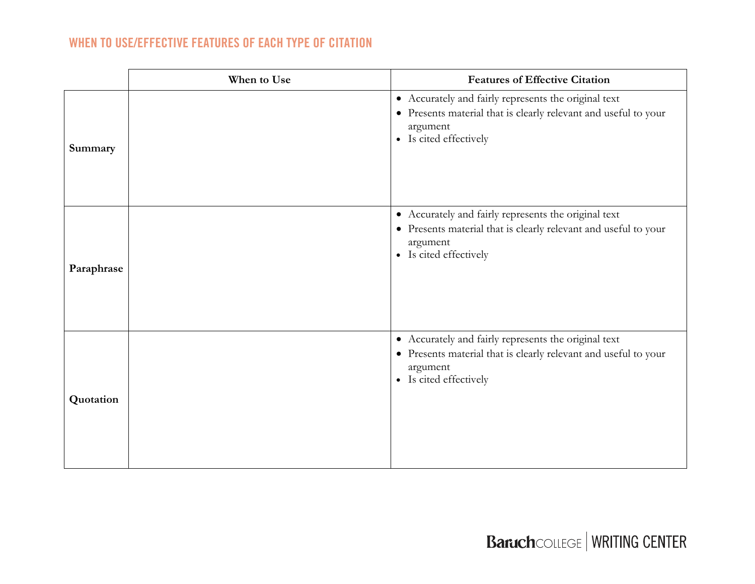## WHEN TO USE/EFFECTIVE FEATURES OF EACH TYPE OF CITATION

| | When to Use | Features of Effective Citation |
|---|---|---|
| **Summary** | | • Accurately and fairly represents the original text<br>• Presents material that is clearly relevant and useful to your argument<br>• Is cited effectively |
| **Paraphrase** | | • Accurately and fairly represents the original text<br>• Presents material that is clearly relevant and useful to your argument<br>• Is cited effectively |
| **Quotation** | | • Accurately and fairly represents the original text<br>• Presents material that is clearly relevant and useful to your argument<br>• Is cited effectively |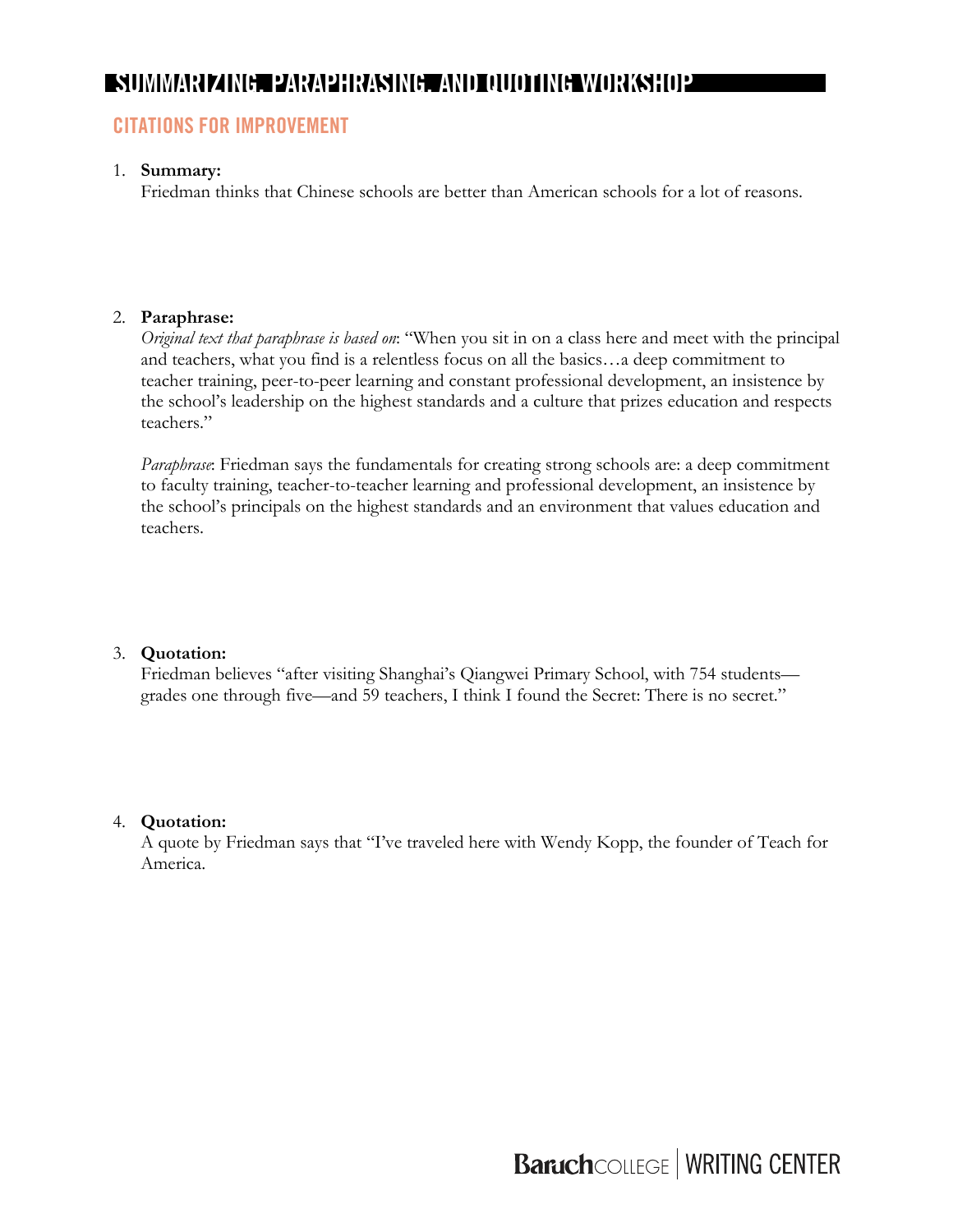# SUMMARIZING, PARAPHRASING, AND QUOTING WORKSHOP

## CITATIONS FOR IMPROVEMENT

1. **Summary:**
   Friedman thinks that Chinese schools are better than American schools for a lot of reasons.

2. **Paraphrase:**
   *Original text that paraphrase is based on*: "When you sit in on a class here and meet with the principal and teachers, what you find is a relentless focus on all the basics…a deep commitment to teacher training, peer-to-peer learning and constant professional development, an insistence by the school's leadership on the highest standards and a culture that prizes education and respects teachers."

   *Paraphrase*: Friedman says the fundamentals for creating strong schools are: a deep commitment to faculty training, teacher-to-teacher learning and professional development, an insistence by the school's principals on the highest standards and an environment that values education and teachers.

3. **Quotation:**
   Friedman believes "after visiting Shanghai's Qiangwei Primary School, with 754 students—grades one through five—and 59 teachers, I think I found the Secret: There is no secret."

4. **Quotation:**
   A quote by Friedman says that "I've traveled here with Wendy Kopp, the founder of Teach for America.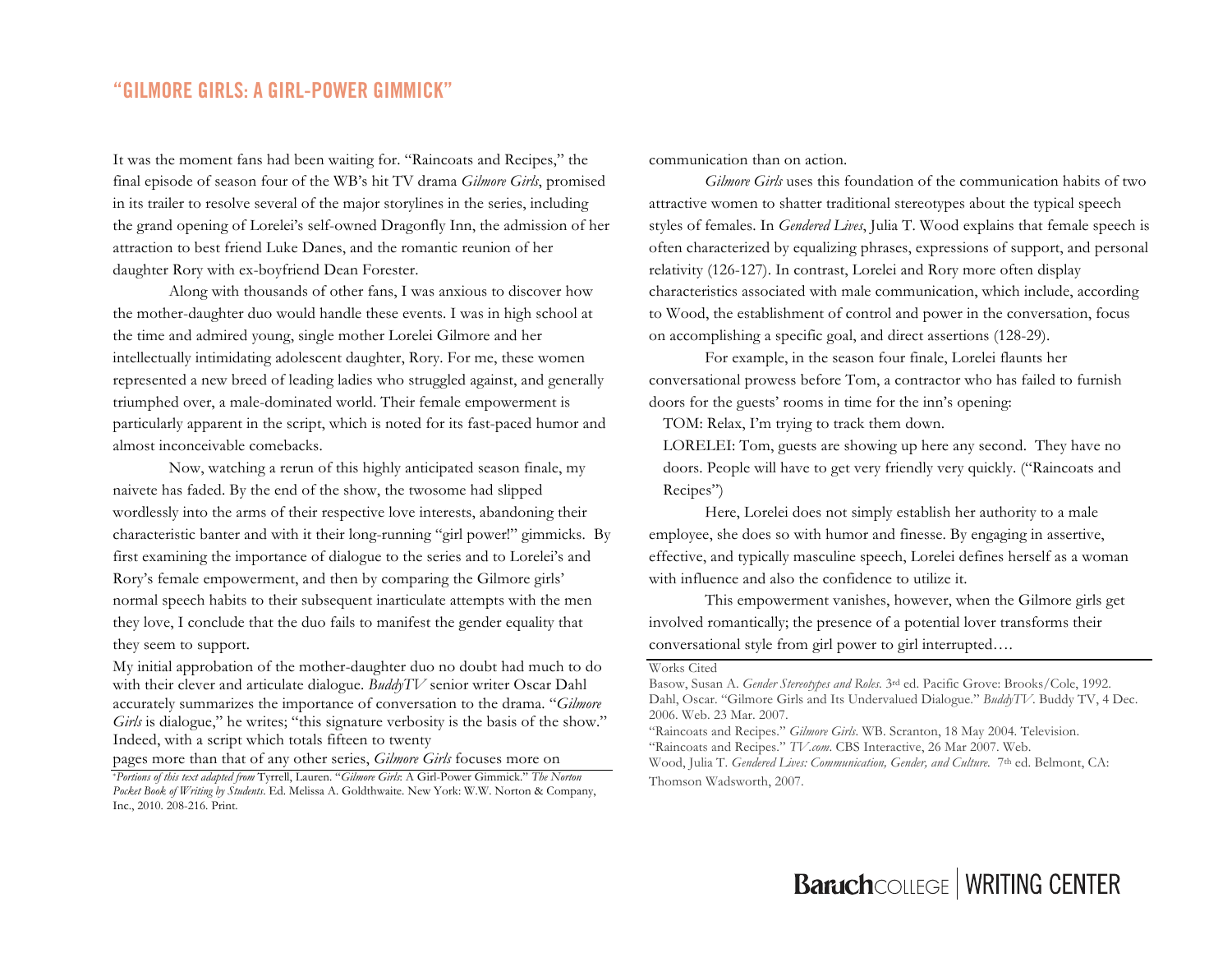## "GILMORE GIRLS: A GIRL-POWER GIMMICK"

It was the moment fans had been waiting for. "Raincoats and Recipes," the final episode of season four of the WB's hit TV drama *Gilmore Girls*, promised in its trailer to resolve several of the major storylines in the series, including the grand opening of Lorelei's self-owned Dragonfly Inn, the admission of her attraction to best friend Luke Danes, and the romantic reunion of her daughter Rory with ex-boyfriend Dean Forester.

Along with thousands of other fans, I was anxious to discover how the mother-daughter duo would handle these events. I was in high school at the time and admired young, single mother Lorelei Gilmore and her intellectually intimidating adolescent daughter, Rory. For me, these women represented a new breed of leading ladies who struggled against, and generally triumphed over, a male-dominated world. Their female empowerment is particularly apparent in the script, which is noted for its fast-paced humor and almost inconceivable comebacks.

Now, watching a rerun of this highly anticipated season finale, my naivete has faded. By the end of the show, the twosome had slipped wordlessly into the arms of their respective love interests, abandoning their characteristic banter and with it their long-running "girl power!" gimmicks. By first examining the importance of dialogue to the series and to Lorelei's and Rory's female empowerment, and then by comparing the Gilmore girls' normal speech habits to their subsequent inarticulate attempts with the men they love, I conclude that the duo fails to manifest the gender equality that they seem to support.

My initial approbation of the mother-daughter duo no doubt had much to do with their clever and articulate dialogue. *BuddyTV* senior writer Oscar Dahl accurately summarizes the importance of conversation to the drama. "*Gilmore Girls* is dialogue," he writes; "this signature verbosity is the basis of the show." Indeed, with a script which totals fifteen to twenty pages more than that of any other series, *Gilmore Girls* focuses more on communication than on action.

*Gilmore Girls* uses this foundation of the communication habits of two attractive women to shatter traditional stereotypes about the typical speech styles of females. In *Gendered Lives*, Julia T. Wood explains that female speech is often characterized by equalizing phrases, expressions of support, and personal relativity (126-127). In contrast, Lorelei and Rory more often display characteristics associated with male communication, which include, according to Wood, the establishment of control and power in the conversation, focus on accomplishing a specific goal, and direct assertions (128-29).

For example, in the season four finale, Lorelei flaunts her conversational prowess before Tom, a contractor who has failed to furnish doors for the guests' rooms in time for the inn's opening:

> TOM: Relax, I'm trying to track them down.
>
> LORELEI: Tom, guests are showing up here any second. They have no doors. People will have to get very friendly very quickly. ("Raincoats and Recipes")

Here, Lorelei does not simply establish her authority to a male employee, she does so with humor and finesse. By engaging in assertive, effective, and typically masculine speech, Lorelei defines herself as a woman with influence and also the confidence to utilize it.

This empowerment vanishes, however, when the Gilmore girls get involved romantically; the presence of a potential lover transforms their conversational style from girl power to girl interrupted….

Works Cited

Basow, Susan A. *Gender Stereotypes and Roles.* 3rd ed. Pacific Grove: Brooks/Cole, 1992.
Dahl, Oscar. "Gilmore Girls and Its Undervalued Dialogue." *BuddyTV*. Buddy TV, 4 Dec. 2006. Web. 23 Mar. 2007.
"Raincoats and Recipes." *Gilmore Girls*. WB. Scranton, 18 May 2004. Television.
"Raincoats and Recipes." *TV.com*. CBS Interactive, 26 Mar 2007. Web.
Wood, Julia T. *Gendered Lives: Communication, Gender, and Culture.* 7th ed. Belmont, CA: Thomson Wadsworth, 2007.

*Portions of this text adapted from* Tyrrell, Lauren. "*Gilmore Girls*: A Girl-Power Gimmick." *The Norton Pocket Book of Writing by Students*. Ed. Melissa A. Goldthwaite. New York: W.W. Norton & Company, Inc., 2010. 208-216. Print.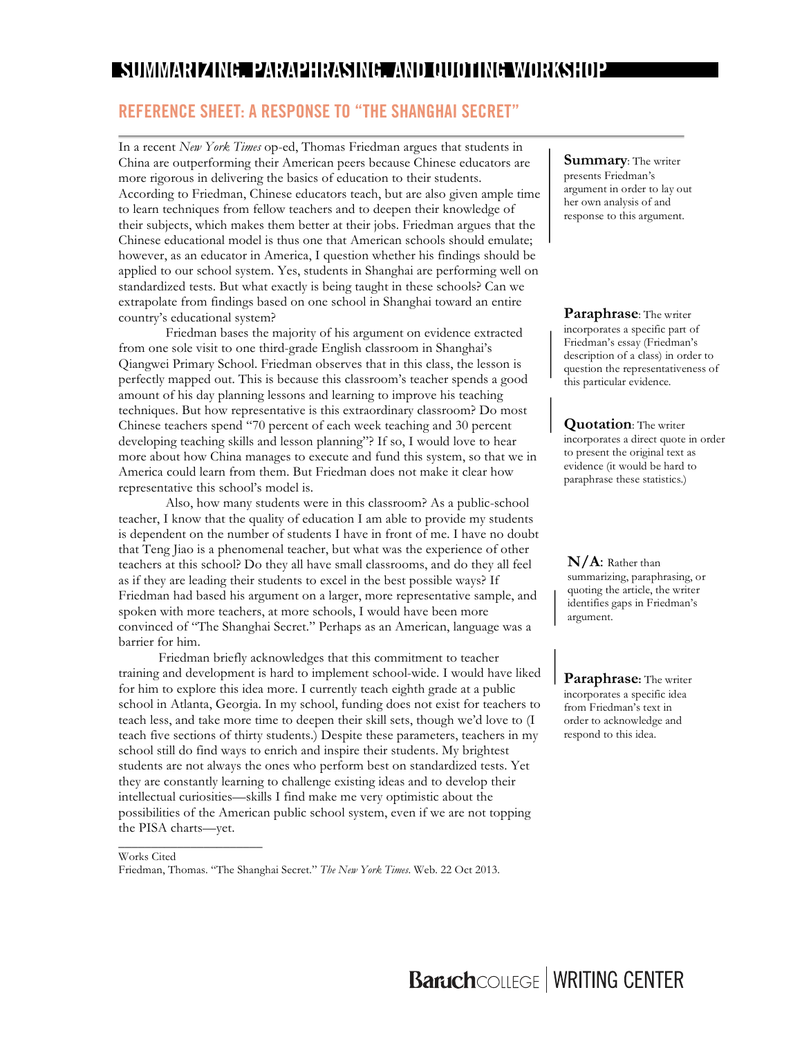# SUMMARIZING, PARAPHRASING, AND QUOTING WORKSHOP

## REFERENCE SHEET: A RESPONSE TO "THE SHANGHAI SECRET"

In a recent *New York Times* op-ed, Thomas Friedman argues that students in China are outperforming their American peers because Chinese educators are more rigorous in delivering the basics of education to their students. According to Friedman, Chinese educators teach, but are also given ample time to learn techniques from fellow teachers and to deepen their knowledge of their subjects, which makes them better at their jobs. Friedman argues that the Chinese educational model is thus one that American schools should emulate; however, as an educator in America, I question whether his findings should be applied to our school system. Yes, students in Shanghai are performing well on standardized tests. But what exactly is being taught in these schools? Can we extrapolate from findings based on one school in Shanghai toward an entire country's educational system?

> **Summary**: The writer presents Friedman's argument in order to lay out her own analysis of and response to this argument.

Friedman bases the majority of his argument on evidence extracted from one sole visit to one third-grade English classroom in Shanghai's Qiangwei Primary School. Friedman observes that in this class, the lesson is perfectly mapped out. This is because this classroom's teacher spends a good amount of his day planning lessons and learning to improve his teaching techniques. But how representative is this extraordinary classroom? Do most Chinese teachers spend "70 percent of each week teaching and 30 percent developing teaching skills and lesson planning"? If so, I would love to hear more about how China manages to execute and fund this system, so that we in America could learn from them. But Friedman does not make it clear how representative this school's model is.

> **Paraphrase**: The writer incorporates a specific part of Friedman's essay (Friedman's description of a class) in order to question the representativeness of this particular evidence.

> **Quotation**: The writer incorporates a direct quote in order to present the original text as evidence (it would be hard to paraphrase these statistics.)

Also, how many students were in this classroom? As a public-school teacher, I know that the quality of education I am able to provide my students is dependent on the number of students I have in front of me. I have no doubt that Teng Jiao is a phenomenal teacher, but what was the experience of other teachers at this school? Do they all have small classrooms, and do they all feel as if they are leading their students to excel in the best possible ways? If Friedman had based his argument on a larger, more representative sample, and spoken with more teachers, at more schools, I would have been more convinced of "The Shanghai Secret." Perhaps as an American, language was a barrier for him.

> **N/A**: Rather than summarizing, paraphrasing, or quoting the article, the writer identifies gaps in Friedman's argument.

Friedman briefly acknowledges that this commitment to teacher training and development is hard to implement school-wide. I would have liked for him to explore this idea more. I currently teach eighth grade at a public school in Atlanta, Georgia. In my school, funding does not exist for teachers to teach less, and take more time to deepen their skill sets, though we'd love to (I teach five sections of thirty students.) Despite these parameters, teachers in my school still do find ways to enrich and inspire their students. My brightest students are not always the ones who perform best on standardized tests. Yet they are constantly learning to challenge existing ideas and to develop their intellectual curiosities—skills I find make me very optimistic about the possibilities of the American public school system, even if we are not topping the PISA charts—yet.

> **Paraphrase**: The writer incorporates a specific idea from Friedman's text in order to acknowledge and respond to this idea.

---

Works Cited

Friedman, Thomas. "The Shanghai Secret." *The New York Times*. Web. 22 Oct 2013.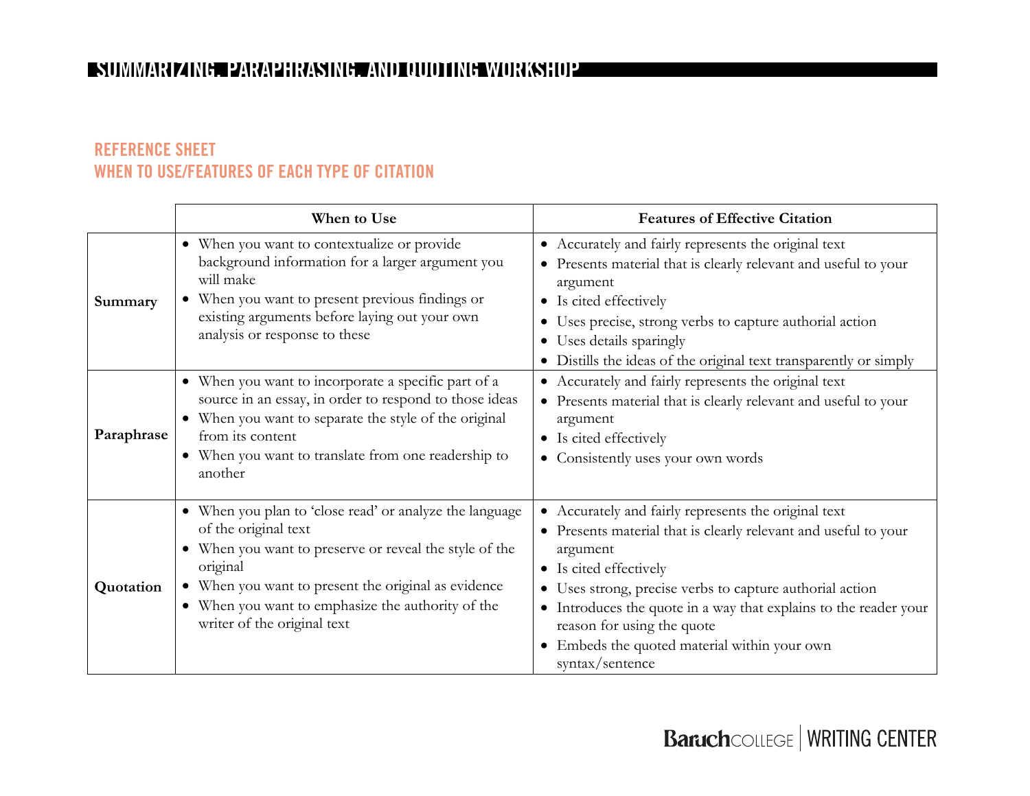# SUMMARIZING, PARAPHRASING, AND QUOTING WORKSHOP

## REFERENCE SHEET
## WHEN TO USE/FEATURES OF EACH TYPE OF CITATION

| | When to Use | Features of Effective Citation |
|---|---|---|
| **Summary** | • When you want to contextualize or provide background information for a larger argument you will make<br>• When you want to present previous findings or existing arguments before laying out your own analysis or response to these | • Accurately and fairly represents the original text<br>• Presents material that is clearly relevant and useful to your argument<br>• Is cited effectively<br>• Uses precise, strong verbs to capture authorial action<br>• Uses details sparingly<br>• Distills the ideas of the original text transparently or simply |
| **Paraphrase** | • When you want to incorporate a specific part of a source in an essay, in order to respond to those ideas<br>• When you want to separate the style of the original from its content<br>• When you want to translate from one readership to another | • Accurately and fairly represents the original text<br>• Presents material that is clearly relevant and useful to your argument<br>• Is cited effectively<br>• Consistently uses your own words |
| **Quotation** | • When you plan to 'close read' or analyze the language of the original text<br>• When you want to preserve or reveal the style of the original<br>• When you want to present the original as evidence<br>• When you want to emphasize the authority of the writer of the original text | • Accurately and fairly represents the original text<br>• Presents material that is clearly relevant and useful to your argument<br>• Is cited effectively<br>• Uses strong, precise verbs to capture authorial action<br>• Introduces the quote in a way that explains to the reader your reason for using the quote<br>• Embeds the quoted material within your own syntax/sentence |

Baruch COLLEGE | WRITING CENTER